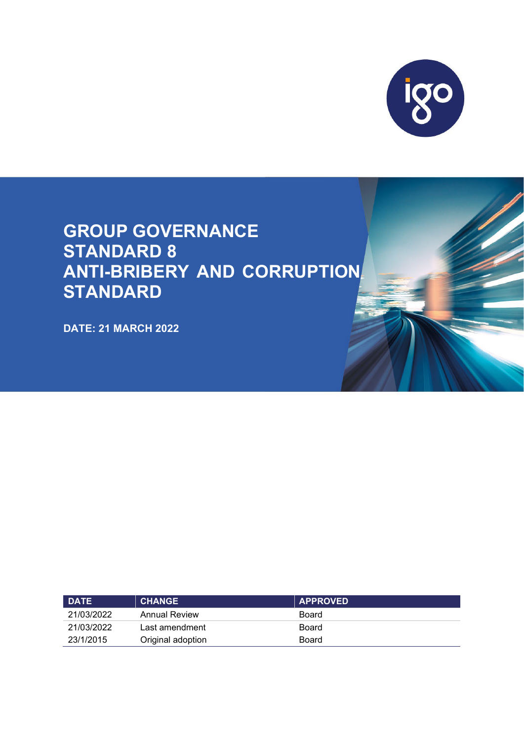# GROUP GOVERNANCE STANDARD 8 ANTI-BRIBERY AND CORRUPTION STANDARD

**DATE: 21 MARCH 2022**

| DATE | CHANGE | APPROVED |
|---|---|---|
| 21/03/2022 | Annual Review | Board |
| 21/03/2022 | Last amendment | Board |
| 23/1/2015 | Original adoption | Board |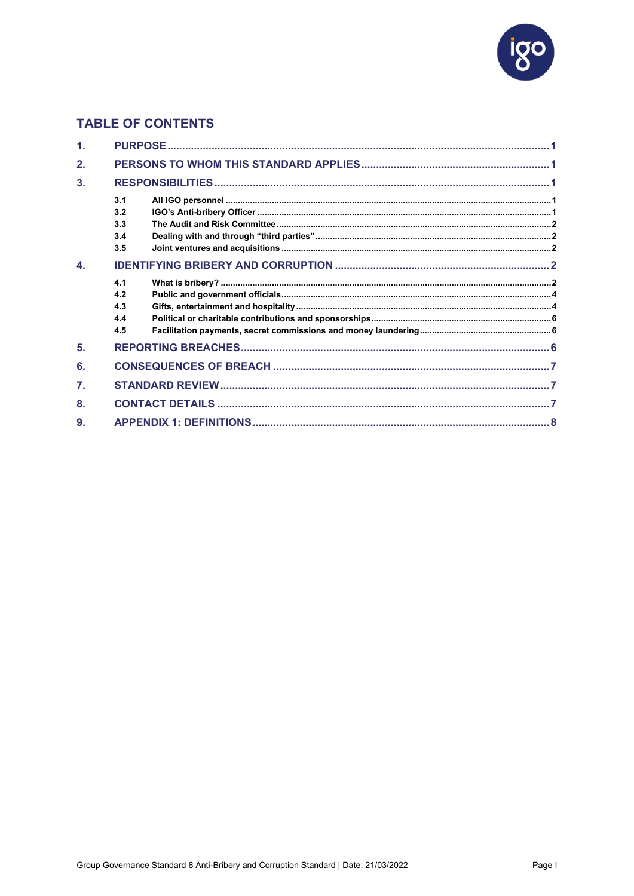## TABLE OF CONTENTS

1. PURPOSE ..... 1
2. PERSONS TO WHOM THIS STANDARD APPLIES ..... 1
3. RESPONSIBILITIES ..... 1
   - 3.1 All IGO personnel ..... 1
   - 3.2 IGO's Anti-bribery Officer ..... 1
   - 3.3 The Audit and Risk Committee ..... 2
   - 3.4 Dealing with and through "third parties" ..... 2
   - 3.5 Joint ventures and acquisitions ..... 2
4. IDENTIFYING BRIBERY AND CORRUPTION ..... 2
   - 4.1 What is bribery? ..... 2
   - 4.2 Public and government officials ..... 4
   - 4.3 Gifts, entertainment and hospitality ..... 4
   - 4.4 Political or charitable contributions and sponsorships ..... 6
   - 4.5 Facilitation payments, secret commissions and money laundering ..... 6
5. REPORTING BREACHES ..... 6
6. CONSEQUENCES OF BREACH ..... 7
7. STANDARD REVIEW ..... 7
8. CONTACT DETAILS ..... 7
9. APPENDIX 1: DEFINITIONS ..... 8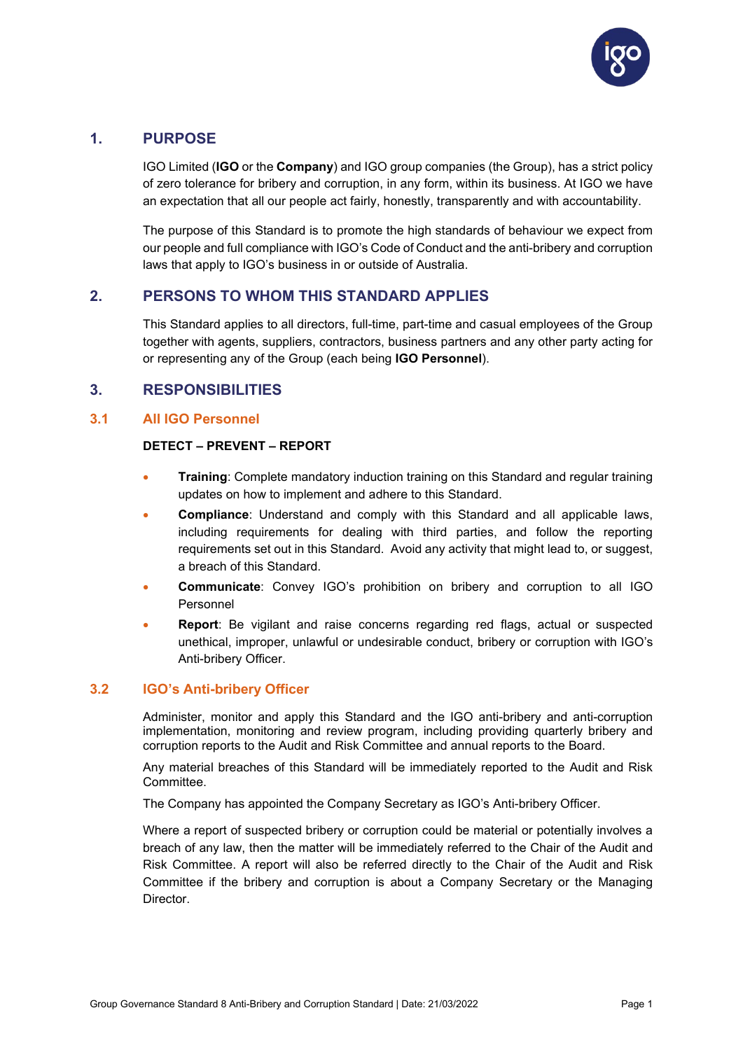## 1. PURPOSE

IGO Limited (**IGO** or the **Company**) and IGO group companies (the Group), has a strict policy of zero tolerance for bribery and corruption, in any form, within its business. At IGO we have an expectation that all our people act fairly, honestly, transparently and with accountability.

The purpose of this Standard is to promote the high standards of behaviour we expect from our people and full compliance with IGO's Code of Conduct and the anti-bribery and corruption laws that apply to IGO's business in or outside of Australia.

## 2. PERSONS TO WHOM THIS STANDARD APPLIES

This Standard applies to all directors, full-time, part-time and casual employees of the Group together with agents, suppliers, contractors, business partners and any other party acting for or representing any of the Group (each being **IGO Personnel**).

## 3. RESPONSIBILITIES

### 3.1 All IGO Personnel

**DETECT – PREVENT – REPORT**

- **Training**: Complete mandatory induction training on this Standard and regular training updates on how to implement and adhere to this Standard.
- **Compliance**: Understand and comply with this Standard and all applicable laws, including requirements for dealing with third parties, and follow the reporting requirements set out in this Standard. Avoid any activity that might lead to, or suggest, a breach of this Standard.
- **Communicate**: Convey IGO's prohibition on bribery and corruption to all IGO Personnel
- **Report**: Be vigilant and raise concerns regarding red flags, actual or suspected unethical, improper, unlawful or undesirable conduct, bribery or corruption with IGO's Anti-bribery Officer.

### 3.2 IGO's Anti-bribery Officer

Administer, monitor and apply this Standard and the IGO anti-bribery and anti-corruption implementation, monitoring and review program, including providing quarterly bribery and corruption reports to the Audit and Risk Committee and annual reports to the Board.

Any material breaches of this Standard will be immediately reported to the Audit and Risk Committee.

The Company has appointed the Company Secretary as IGO's Anti-bribery Officer.

Where a report of suspected bribery or corruption could be material or potentially involves a breach of any law, then the matter will be immediately referred to the Chair of the Audit and Risk Committee. A report will also be referred directly to the Chair of the Audit and Risk Committee if the bribery and corruption is about a Company Secretary or the Managing Director.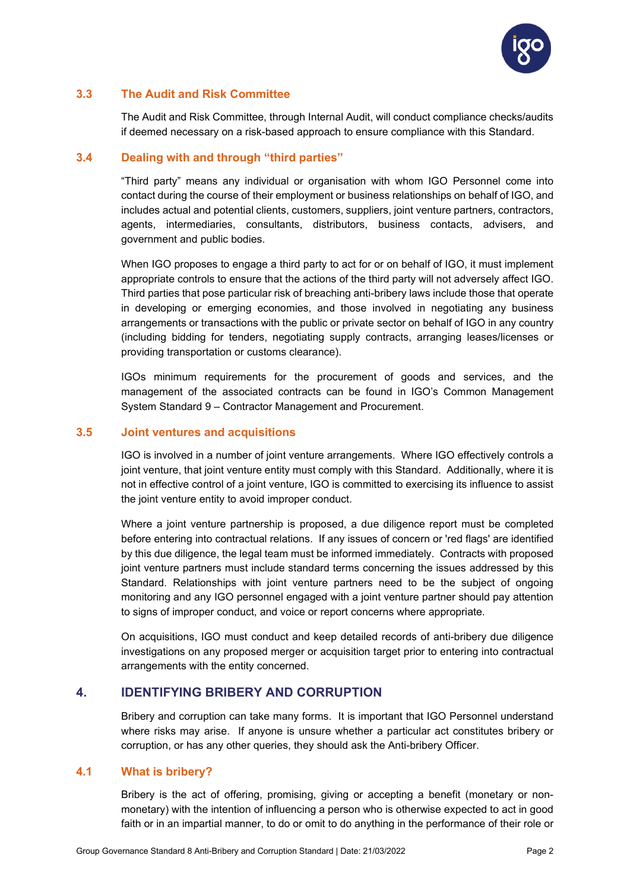### 3.3 The Audit and Risk Committee

The Audit and Risk Committee, through Internal Audit, will conduct compliance checks/audits if deemed necessary on a risk-based approach to ensure compliance with this Standard.

### 3.4 Dealing with and through "third parties"

"Third party" means any individual or organisation with whom IGO Personnel come into contact during the course of their employment or business relationships on behalf of IGO, and includes actual and potential clients, customers, suppliers, joint venture partners, contractors, agents, intermediaries, consultants, distributors, business contacts, advisers, and government and public bodies.

When IGO proposes to engage a third party to act for or on behalf of IGO, it must implement appropriate controls to ensure that the actions of the third party will not adversely affect IGO. Third parties that pose particular risk of breaching anti-bribery laws include those that operate in developing or emerging economies, and those involved in negotiating any business arrangements or transactions with the public or private sector on behalf of IGO in any country (including bidding for tenders, negotiating supply contracts, arranging leases/licenses or providing transportation or customs clearance).

IGOs minimum requirements for the procurement of goods and services, and the management of the associated contracts can be found in IGO's Common Management System Standard 9 – Contractor Management and Procurement.

### 3.5 Joint ventures and acquisitions

IGO is involved in a number of joint venture arrangements. Where IGO effectively controls a joint venture, that joint venture entity must comply with this Standard. Additionally, where it is not in effective control of a joint venture, IGO is committed to exercising its influence to assist the joint venture entity to avoid improper conduct.

Where a joint venture partnership is proposed, a due diligence report must be completed before entering into contractual relations. If any issues of concern or 'red flags' are identified by this due diligence, the legal team must be informed immediately. Contracts with proposed joint venture partners must include standard terms concerning the issues addressed by this Standard. Relationships with joint venture partners need to be the subject of ongoing monitoring and any IGO personnel engaged with a joint venture partner should pay attention to signs of improper conduct, and voice or report concerns where appropriate.

On acquisitions, IGO must conduct and keep detailed records of anti-bribery due diligence investigations on any proposed merger or acquisition target prior to entering into contractual arrangements with the entity concerned.

## 4. IDENTIFYING BRIBERY AND CORRUPTION

Bribery and corruption can take many forms. It is important that IGO Personnel understand where risks may arise. If anyone is unsure whether a particular act constitutes bribery or corruption, or has any other queries, they should ask the Anti-bribery Officer.

### 4.1 What is bribery?

Bribery is the act of offering, promising, giving or accepting a benefit (monetary or non-monetary) with the intention of influencing a person who is otherwise expected to act in good faith or in an impartial manner, to do or omit to do anything in the performance of their role or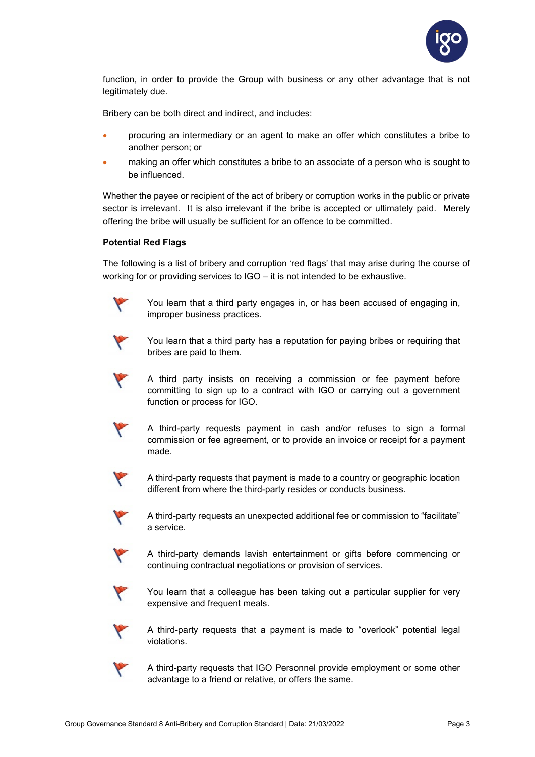function, in order to provide the Group with business or any other advantage that is not legitimately due.

Bribery can be both direct and indirect, and includes:

- procuring an intermediary or an agent to make an offer which constitutes a bribe to another person; or
- making an offer which constitutes a bribe to an associate of a person who is sought to be influenced.

Whether the payee or recipient of the act of bribery or corruption works in the public or private sector is irrelevant. It is also irrelevant if the bribe is accepted or ultimately paid. Merely offering the bribe will usually be sufficient for an offence to be committed.

**Potential Red Flags**

The following is a list of bribery and corruption 'red flags' that may arise during the course of working for or providing services to IGO – it is not intended to be exhaustive.

- You learn that a third party engages in, or has been accused of engaging in, improper business practices.
- You learn that a third party has a reputation for paying bribes or requiring that bribes are paid to them.
- A third party insists on receiving a commission or fee payment before committing to sign up to a contract with IGO or carrying out a government function or process for IGO.
- A third-party requests payment in cash and/or refuses to sign a formal commission or fee agreement, or to provide an invoice or receipt for a payment made.
- A third-party requests that payment is made to a country or geographic location different from where the third-party resides or conducts business.
- A third-party requests an unexpected additional fee or commission to "facilitate" a service.
- A third-party demands lavish entertainment or gifts before commencing or continuing contractual negotiations or provision of services.
- You learn that a colleague has been taking out a particular supplier for very expensive and frequent meals.
- A third-party requests that a payment is made to "overlook" potential legal violations.
- A third-party requests that IGO Personnel provide employment or some other advantage to a friend or relative, or offers the same.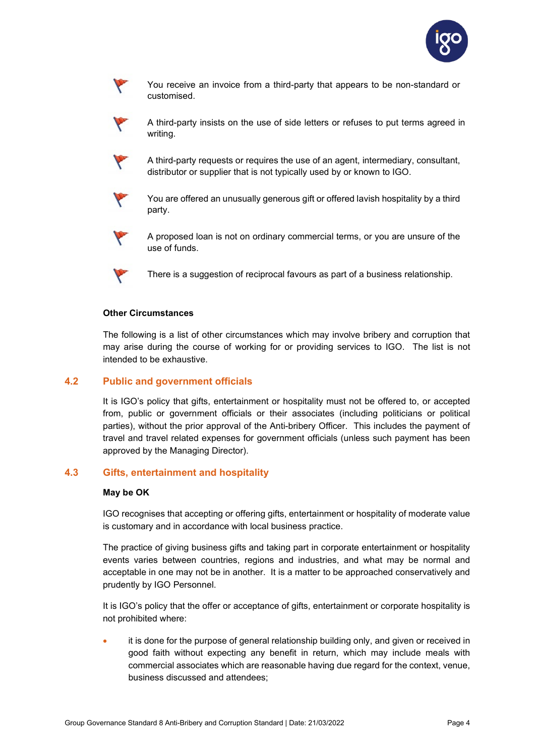- You receive an invoice from a third-party that appears to be non-standard or customised.
- A third-party insists on the use of side letters or refuses to put terms agreed in writing.
- A third-party requests or requires the use of an agent, intermediary, consultant, distributor or supplier that is not typically used by or known to IGO.
- You are offered an unusually generous gift or offered lavish hospitality by a third party.
- A proposed loan is not on ordinary commercial terms, or you are unsure of the use of funds.
- There is a suggestion of reciprocal favours as part of a business relationship.

**Other Circumstances**

The following is a list of other circumstances which may involve bribery and corruption that may arise during the course of working for or providing services to IGO. The list is not intended to be exhaustive.

## 4.2 Public and government officials

It is IGO's policy that gifts, entertainment or hospitality must not be offered to, or accepted from, public or government officials or their associates (including politicians or political parties), without the prior approval of the Anti-bribery Officer. This includes the payment of travel and travel related expenses for government officials (unless such payment has been approved by the Managing Director).

## 4.3 Gifts, entertainment and hospitality

**May be OK**

IGO recognises that accepting or offering gifts, entertainment or hospitality of moderate value is customary and in accordance with local business practice.

The practice of giving business gifts and taking part in corporate entertainment or hospitality events varies between countries, regions and industries, and what may be normal and acceptable in one may not be in another. It is a matter to be approached conservatively and prudently by IGO Personnel.

It is IGO's policy that the offer or acceptance of gifts, entertainment or corporate hospitality is not prohibited where:

- it is done for the purpose of general relationship building only, and given or received in good faith without expecting any benefit in return, which may include meals with commercial associates which are reasonable having due regard for the context, venue, business discussed and attendees;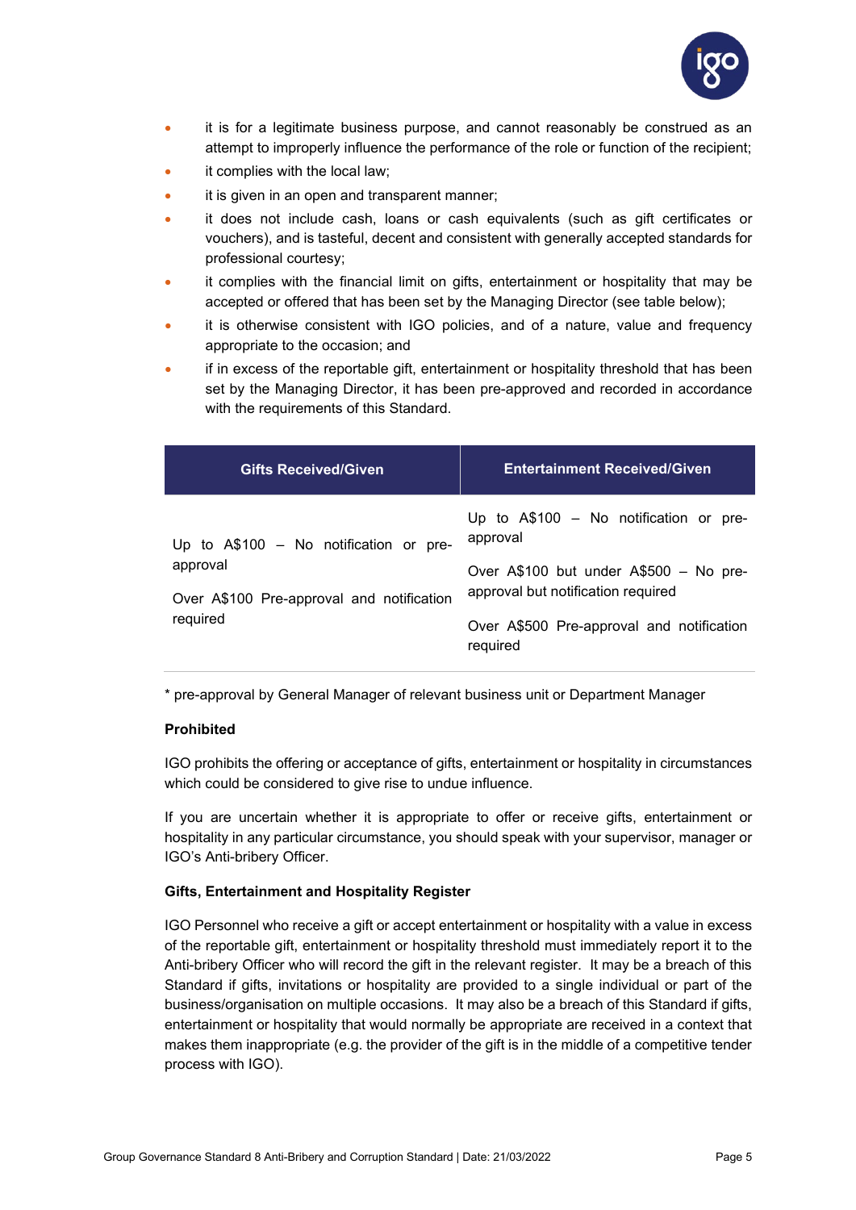- it is for a legitimate business purpose, and cannot reasonably be construed as an attempt to improperly influence the performance of the role or function of the recipient;
- it complies with the local law;
- it is given in an open and transparent manner;
- it does not include cash, loans or cash equivalents (such as gift certificates or vouchers), and is tasteful, decent and consistent with generally accepted standards for professional courtesy;
- it complies with the financial limit on gifts, entertainment or hospitality that may be accepted or offered that has been set by the Managing Director (see table below);
- it is otherwise consistent with IGO policies, and of a nature, value and frequency appropriate to the occasion; and
- if in excess of the reportable gift, entertainment or hospitality threshold that has been set by the Managing Director, it has been pre-approved and recorded in accordance with the requirements of this Standard.

| Gifts Received/Given | Entertainment Received/Given |
|---|---|
| Up to A$100 – No notification or pre-approval<br><br>Over A$100 Pre-approval and notification required | Up to A$100 – No notification or pre-approval<br><br>Over A$100 but under A$500 – No pre-approval but notification required<br><br>Over A$500 Pre-approval and notification required |

* pre-approval by General Manager of relevant business unit or Department Manager

**Prohibited**

IGO prohibits the offering or acceptance of gifts, entertainment or hospitality in circumstances which could be considered to give rise to undue influence.

If you are uncertain whether it is appropriate to offer or receive gifts, entertainment or hospitality in any particular circumstance, you should speak with your supervisor, manager or IGO's Anti-bribery Officer.

**Gifts, Entertainment and Hospitality Register**

IGO Personnel who receive a gift or accept entertainment or hospitality with a value in excess of the reportable gift, entertainment or hospitality threshold must immediately report it to the Anti-bribery Officer who will record the gift in the relevant register. It may be a breach of this Standard if gifts, invitations or hospitality are provided to a single individual or part of the business/organisation on multiple occasions. It may also be a breach of this Standard if gifts, entertainment or hospitality that would normally be appropriate are received in a context that makes them inappropriate (e.g. the provider of the gift is in the middle of a competitive tender process with IGO).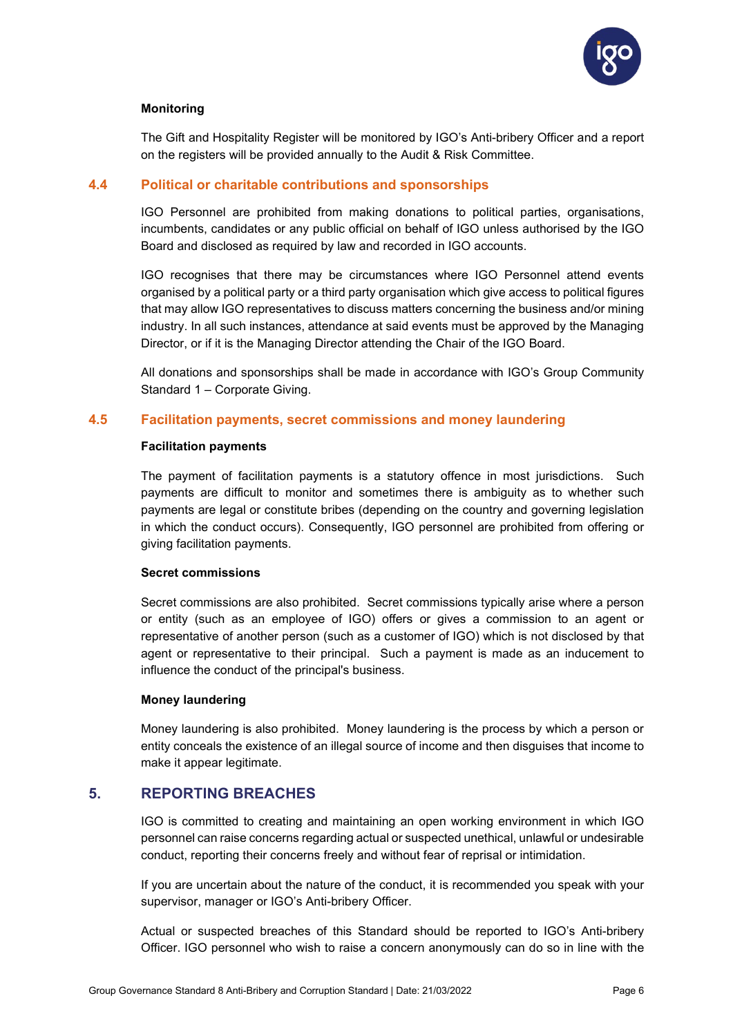#### Monitoring

The Gift and Hospitality Register will be monitored by IGO's Anti-bribery Officer and a report on the registers will be provided annually to the Audit & Risk Committee.

### 4.4 Political or charitable contributions and sponsorships

IGO Personnel are prohibited from making donations to political parties, organisations, incumbents, candidates or any public official on behalf of IGO unless authorised by the IGO Board and disclosed as required by law and recorded in IGO accounts.

IGO recognises that there may be circumstances where IGO Personnel attend events organised by a political party or a third party organisation which give access to political figures that may allow IGO representatives to discuss matters concerning the business and/or mining industry. In all such instances, attendance at said events must be approved by the Managing Director, or if it is the Managing Director attending the Chair of the IGO Board.

All donations and sponsorships shall be made in accordance with IGO's Group Community Standard 1 – Corporate Giving.

### 4.5 Facilitation payments, secret commissions and money laundering

#### Facilitation payments

The payment of facilitation payments is a statutory offence in most jurisdictions. Such payments are difficult to monitor and sometimes there is ambiguity as to whether such payments are legal or constitute bribes (depending on the country and governing legislation in which the conduct occurs). Consequently, IGO personnel are prohibited from offering or giving facilitation payments.

#### Secret commissions

Secret commissions are also prohibited. Secret commissions typically arise where a person or entity (such as an employee of IGO) offers or gives a commission to an agent or representative of another person (such as a customer of IGO) which is not disclosed by that agent or representative to their principal. Such a payment is made as an inducement to influence the conduct of the principal's business.

#### Money laundering

Money laundering is also prohibited. Money laundering is the process by which a person or entity conceals the existence of an illegal source of income and then disguises that income to make it appear legitimate.

## 5. REPORTING BREACHES

IGO is committed to creating and maintaining an open working environment in which IGO personnel can raise concerns regarding actual or suspected unethical, unlawful or undesirable conduct, reporting their concerns freely and without fear of reprisal or intimidation.

If you are uncertain about the nature of the conduct, it is recommended you speak with your supervisor, manager or IGO's Anti-bribery Officer.

Actual or suspected breaches of this Standard should be reported to IGO's Anti-bribery Officer. IGO personnel who wish to raise a concern anonymously can do so in line with the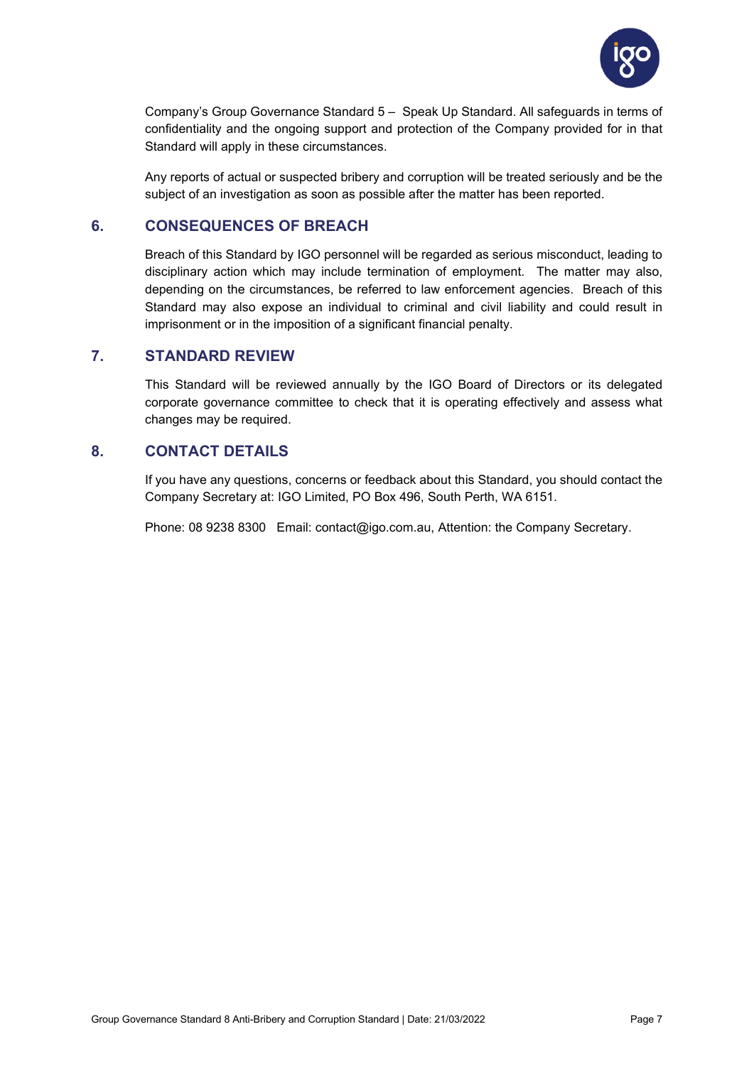Company's Group Governance Standard 5 – Speak Up Standard. All safeguards in terms of confidentiality and the ongoing support and protection of the Company provided for in that Standard will apply in these circumstances.

Any reports of actual or suspected bribery and corruption will be treated seriously and be the subject of an investigation as soon as possible after the matter has been reported.

## 6. CONSEQUENCES OF BREACH

Breach of this Standard by IGO personnel will be regarded as serious misconduct, leading to disciplinary action which may include termination of employment. The matter may also, depending on the circumstances, be referred to law enforcement agencies. Breach of this Standard may also expose an individual to criminal and civil liability and could result in imprisonment or in the imposition of a significant financial penalty.

## 7. STANDARD REVIEW

This Standard will be reviewed annually by the IGO Board of Directors or its delegated corporate governance committee to check that it is operating effectively and assess what changes may be required.

## 8. CONTACT DETAILS

If you have any questions, concerns or feedback about this Standard, you should contact the Company Secretary at: IGO Limited, PO Box 496, South Perth, WA 6151.

Phone: 08 9238 8300 Email: contact@igo.com.au, Attention: the Company Secretary.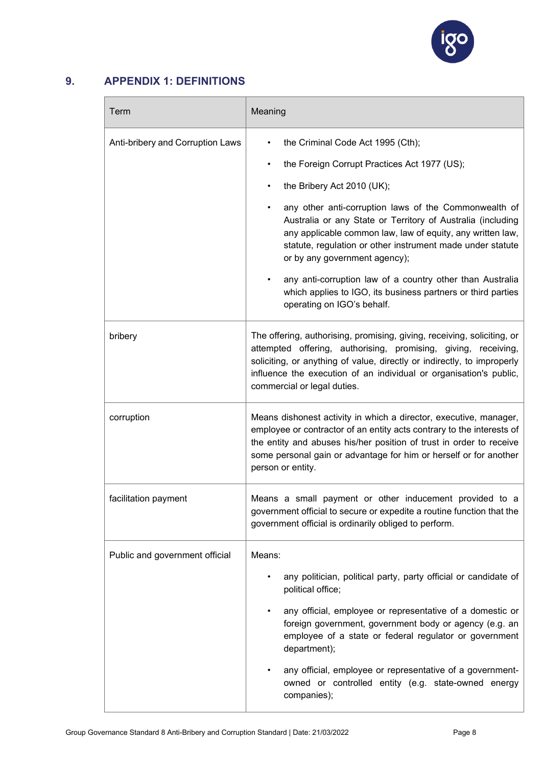## 9. APPENDIX 1: DEFINITIONS

| Term | Meaning |
|---|---|
| Anti-bribery and Corruption Laws | • the Criminal Code Act 1995 (Cth);<br>• the Foreign Corrupt Practices Act 1977 (US);<br>• the Bribery Act 2010 (UK);<br>• any other anti-corruption laws of the Commonwealth of Australia or any State or Territory of Australia (including any applicable common law, law of equity, any written law, statute, regulation or other instrument made under statute or by any government agency);<br>• any anti-corruption law of a country other than Australia which applies to IGO, its business partners or third parties operating on IGO's behalf. |
| bribery | The offering, authorising, promising, giving, receiving, soliciting, or attempted offering, authorising, promising, giving, receiving, soliciting, or anything of value, directly or indirectly, to improperly influence the execution of an individual or organisation's public, commercial or legal duties. |
| corruption | Means dishonest activity in which a director, executive, manager, employee or contractor of an entity acts contrary to the interests of the entity and abuses his/her position of trust in order to receive some personal gain or advantage for him or herself or for another person or entity. |
| facilitation payment | Means a small payment or other inducement provided to a government official to secure or expedite a routine function that the government official is ordinarily obliged to perform. |
| Public and government official | Means:<br>• any politician, political party, party official or candidate of political office;<br>• any official, employee or representative of a domestic or foreign government, government body or agency (e.g. an employee of a state or federal regulator or government department);<br>• any official, employee or representative of a government-owned or controlled entity (e.g. state-owned energy companies); |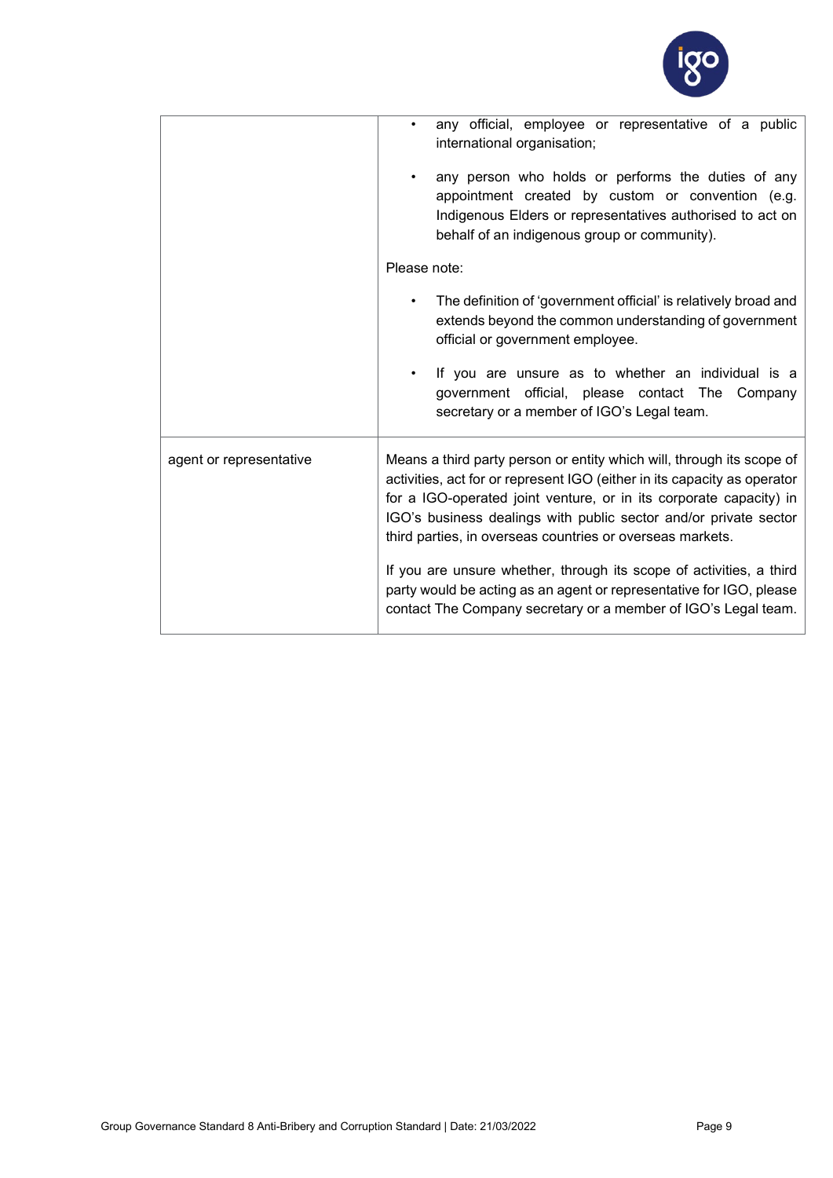| | |
|---|---|
| | • any official, employee or representative of a public international organisation;<br><br>• any person who holds or performs the duties of any appointment created by custom or convention (e.g. Indigenous Elders or representatives authorised to act on behalf of an indigenous group or community).<br><br>Please note:<br><br>• The definition of 'government official' is relatively broad and extends beyond the common understanding of government official or government employee.<br><br>• If you are unsure as to whether an individual is a government official, please contact The Company secretary or a member of IGO's Legal team. |
| agent or representative | Means a third party person or entity which will, through its scope of activities, act for or represent IGO (either in its capacity as operator for a IGO-operated joint venture, or in its corporate capacity) in IGO's business dealings with public sector and/or private sector third parties, in overseas countries or overseas markets.<br><br>If you are unsure whether, through its scope of activities, a third party would be acting as an agent or representative for IGO, please contact The Company secretary or a member of IGO's Legal team. |